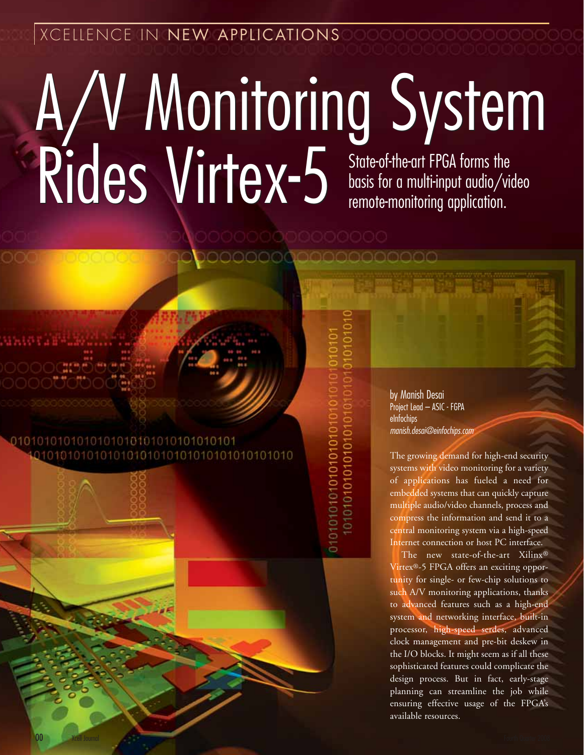XCELLENCE IN NEW APPLICATIONS

# A/V Monitoring System Rides Virtex-5

State-of-the-art FPGA forms the basis for a multi-input audio/video remote-monitoring application.

by Manish Desai
Project Lead – ASIC - FGPA
eInfochips
*manish.desai@einfochips.com*

The growing demand for high-end security systems with video monitoring for a variety of applications has fueled a need for embedded systems that can quickly capture multiple audio/video channels, process and compress the information and send it to a central monitoring system via a high-speed Internet connection or host PC interface.

The new state-of-the-art Xilinx® Virtex®-5 FPGA offers an exciting opportunity for single- or few-chip solutions to such A/V monitoring applications, thanks to advanced features such as a high-end system and networking interface, built-in processor, high-speed serdes, advanced clock management and pre-bit deskew in the I/O blocks. It might seem as if all these sophisticated features could complicate the design process. But in fact, early-stage planning can streamline the job while ensuring effective usage of the FPGA's available resources.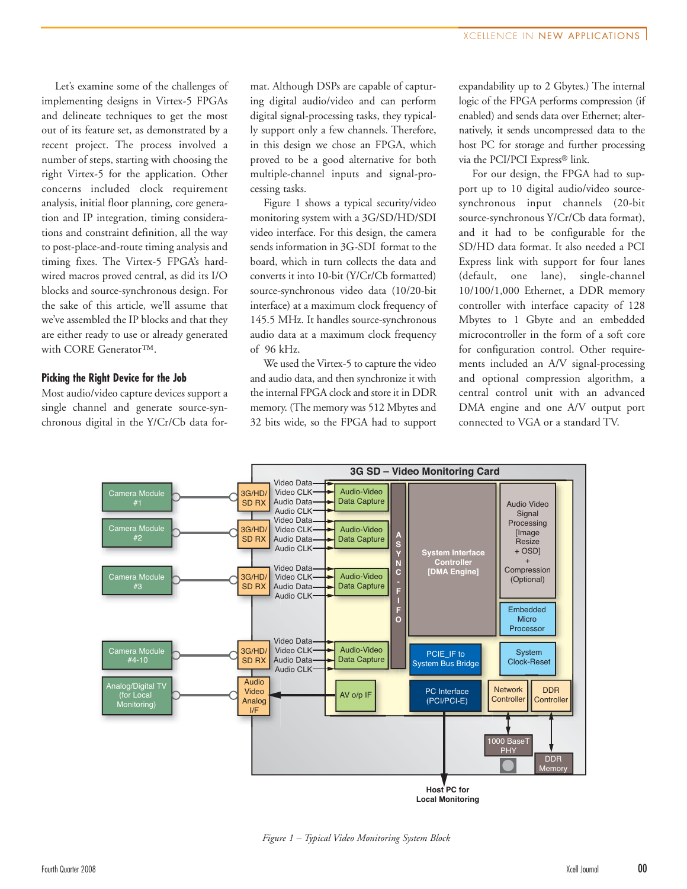Let's examine some of the challenges of implementing designs in Virtex-5 FPGAs and delineate techniques to get the most out of its feature set, as demonstrated by a recent project. The process involved a number of steps, starting with choosing the right Virtex-5 for the application. Other concerns included clock requirement analysis, initial floor planning, core generation and IP integration, timing considerations and constraint definition, all the way to post-place-and-route timing analysis and timing fixes. The Virtex-5 FPGA's hardwired macros proved central, as did its I/O blocks and source-synchronous design. For the sake of this article, we'll assume that we've assembled the IP blocks and that they are either ready to use or already generated with CORE Generator™.

### Picking the Right Device for the Job

Most audio/video capture devices support a single channel and generate source-synchronous digital in the Y/Cr/Cb data format. Although DSPs are capable of capturing digital audio/video and can perform digital signal-processing tasks, they typically support only a few channels. Therefore, in this design we chose an FPGA, which proved to be a good alternative for both multiple-channel inputs and signal-processing tasks.

Figure 1 shows a typical security/video monitoring system with a 3G/SD/HD/SDI video interface. For this design, the camera sends information in 3G-SDI format to the board, which in turn collects the data and converts it into 10-bit (Y/Cr/Cb formatted) source-synchronous video data (10/20-bit interface) at a maximum clock frequency of 145.5 MHz. It handles source-synchronous audio data at a maximum clock frequency of 96 kHz.

We used the Virtex-5 to capture the video and audio data, and then synchronize it with the internal FPGA clock and store it in DDR memory. (The memory was 512 Mbytes and 32 bits wide, so the FPGA had to support expandability up to 2 Gbytes.) The internal logic of the FPGA performs compression (if enabled) and sends data over Ethernet; alternatively, it sends uncompressed data to the host PC for storage and further processing via the PCI/PCI Express® link.

For our design, the FPGA had to support up to 10 digital audio/video source-synchronous input channels (20-bit source-synchronous Y/Cr/Cb data format), and it had to be configurable for the SD/HD data format. It also needed a PCI Express link with support for four lanes (default, one lane), single-channel 10/100/1,000 Ethernet, a DDR memory controller with interface capacity of 128 Mbytes to 1 Gbyte and an embedded microcontroller in the form of a soft core for configuration control. Other requirements included an A/V signal-processing and optional compression algorithm, a central control unit with an advanced DMA engine and one A/V output port connected to VGA or a standard TV.

*Figure 1 – Typical Video Monitoring System Block*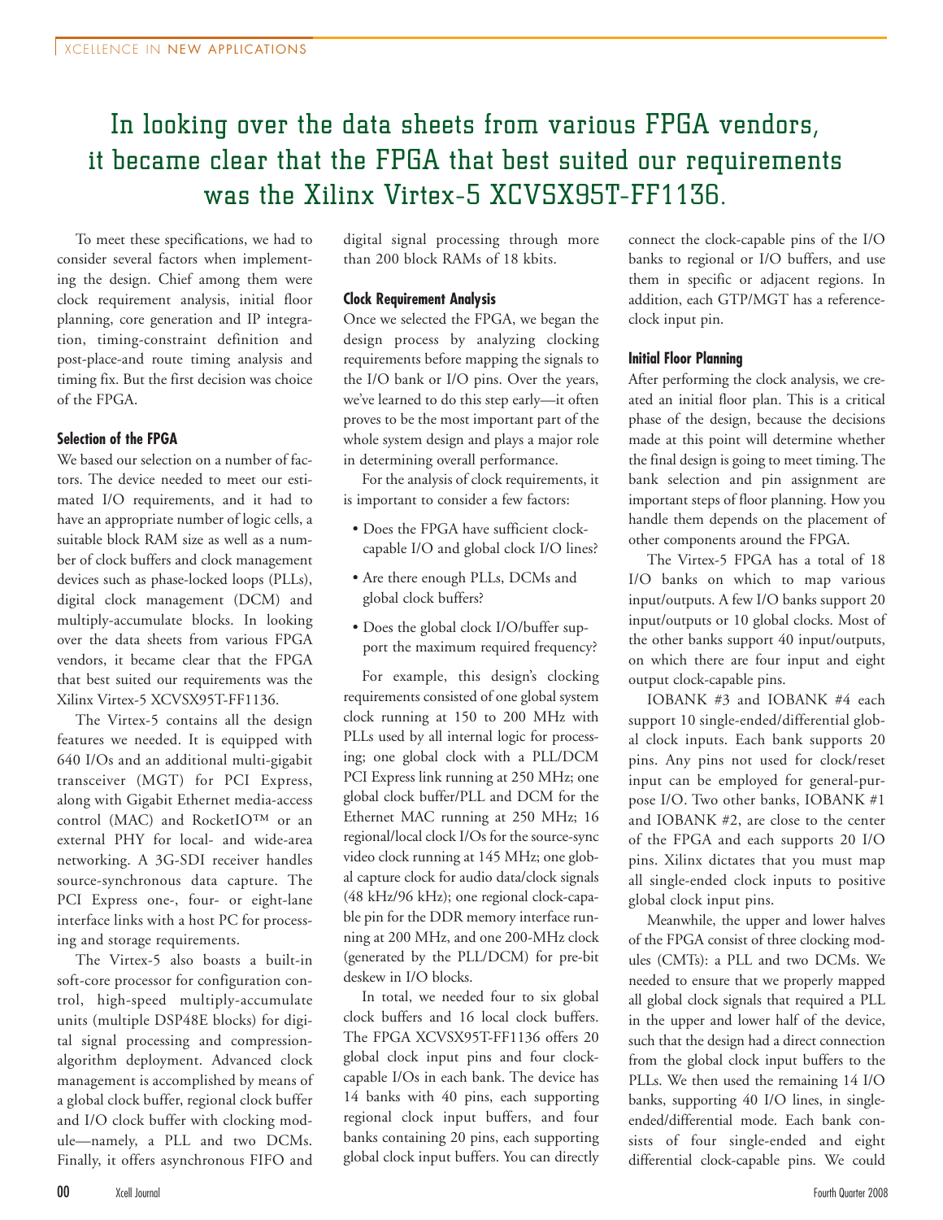In looking over the data sheets from various FPGA vendors, it became clear that the FPGA that best suited our requirements was the Xilinx Virtex-5 XCVSX95T-FF1136.

To meet these specifications, we had to consider several factors when implementing the design. Chief among them were clock requirement analysis, initial floor planning, core generation and IP integration, timing-constraint definition and post-place-and route timing analysis and timing fix. But the first decision was choice of the FPGA.

#### Selection of the FPGA

We based our selection on a number of factors. The device needed to meet our estimated I/O requirements, and it had to have an appropriate number of logic cells, a suitable block RAM size as well as a number of clock buffers and clock management devices such as phase-locked loops (PLLs), digital clock management (DCM) and multiply-accumulate blocks. In looking over the data sheets from various FPGA vendors, it became clear that the FPGA that best suited our requirements was the Xilinx Virtex-5 XCVSX95T-FF1136.

The Virtex-5 contains all the design features we needed. It is equipped with 640 I/Os and an additional multi-gigabit transceiver (MGT) for PCI Express, along with Gigabit Ethernet media-access control (MAC) and RocketIO™ or an external PHY for local- and wide-area networking. A 3G-SDI receiver handles source-synchronous data capture. The PCI Express one-, four- or eight-lane interface links with a host PC for processing and storage requirements.

The Virtex-5 also boasts a built-in soft-core processor for configuration control, high-speed multiply-accumulate units (multiple DSP48E blocks) for digital signal processing and compression-algorithm deployment. Advanced clock management is accomplished by means of a global clock buffer, regional clock buffer and I/O clock buffer with clocking module—namely, a PLL and two DCMs. Finally, it offers asynchronous FIFO and digital signal processing through more than 200 block RAMs of 18 kbits.

#### Clock Requirement Analysis

Once we selected the FPGA, we began the design process by analyzing clocking requirements before mapping the signals to the I/O bank or I/O pins. Over the years, we've learned to do this step early—it often proves to be the most important part of the whole system design and plays a major role in determining overall performance.

For the analysis of clock requirements, it is important to consider a few factors:

- Does the FPGA have sufficient clock-capable I/O and global clock I/O lines?
- Are there enough PLLs, DCMs and global clock buffers?
- Does the global clock I/O/buffer support the maximum required frequency?

For example, this design's clocking requirements consisted of one global system clock running at 150 to 200 MHz with PLLs used by all internal logic for processing; one global clock with a PLL/DCM PCI Express link running at 250 MHz; one global clock buffer/PLL and DCM for the Ethernet MAC running at 250 MHz; 16 regional/local clock I/Os for the source-sync video clock running at 145 MHz; one global capture clock for audio data/clock signals (48 kHz/96 kHz); one regional clock-capable pin for the DDR memory interface running at 200 MHz, and one 200-MHz clock (generated by the PLL/DCM) for pre-bit deskew in I/O blocks.

In total, we needed four to six global clock buffers and 16 local clock buffers. The FPGA XCVSX95T-FF1136 offers 20 global clock input pins and four clock-capable I/Os in each bank. The device has 14 banks with 40 pins, each supporting regional clock input buffers, and four banks containing 20 pins, each supporting global clock input buffers. You can directly connect the clock-capable pins of the I/O banks to regional or I/O buffers, and use them in specific or adjacent regions. In addition, each GTP/MGT has a reference-clock input pin.

#### Initial Floor Planning

After performing the clock analysis, we created an initial floor plan. This is a critical phase of the design, because the decisions made at this point will determine whether the final design is going to meet timing. The bank selection and pin assignment are important steps of floor planning. How you handle them depends on the placement of other components around the FPGA.

The Virtex-5 FPGA has a total of 18 I/O banks on which to map various input/outputs. A few I/O banks support 20 input/outputs or 10 global clocks. Most of the other banks support 40 input/outputs, on which there are four input and eight output clock-capable pins.

IOBANK #3 and IOBANK #4 each support 10 single-ended/differential global clock inputs. Each bank supports 20 pins. Any pins not used for clock/reset input can be employed for general-purpose I/O. Two other banks, IOBANK #1 and IOBANK #2, are close to the center of the FPGA and each supports 20 I/O pins. Xilinx dictates that you must map all single-ended clock inputs to positive global clock input pins.

Meanwhile, the upper and lower halves of the FPGA consist of three clocking modules (CMTs): a PLL and two DCMs. We needed to ensure that we properly mapped all global clock signals that required a PLL in the upper and lower half of the device, such that the design had a direct connection from the global clock input buffers to the PLLs. We then used the remaining 14 I/O banks, supporting 40 I/O lines, in single-ended/differential mode. Each bank consists of four single-ended and eight differential clock-capable pins. We could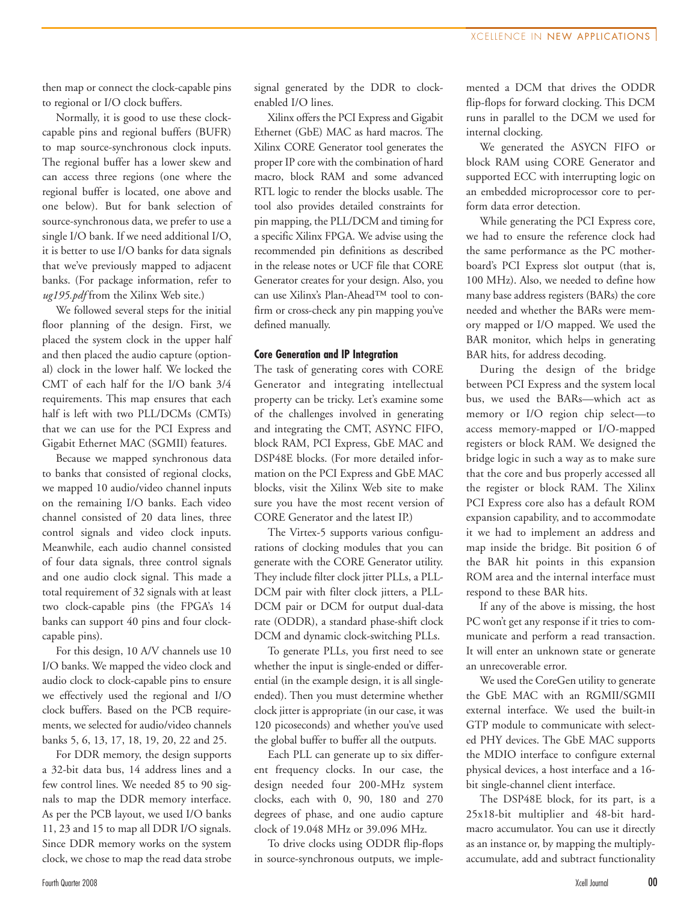then map or connect the clock-capable pins to regional or I/O clock buffers.

Normally, it is good to use these clock-capable pins and regional buffers (BUFR) to map source-synchronous clock inputs. The regional buffer has a lower skew and can access three regions (one where the regional buffer is located, one above and one below). But for bank selection of source-synchronous data, we prefer to use a single I/O bank. If we need additional I/O, it is better to use I/O banks for data signals that we've previously mapped to adjacent banks. (For package information, refer to *ug195.pdf* from the Xilinx Web site.)

We followed several steps for the initial floor planning of the design. First, we placed the system clock in the upper half and then placed the audio capture (optional) clock in the lower half. We locked the CMT of each half for the I/O bank 3/4 requirements. This map ensures that each half is left with two PLL/DCMs (CMTs) that we can use for the PCI Express and Gigabit Ethernet MAC (SGMII) features.

Because we mapped synchronous data to banks that consisted of regional clocks, we mapped 10 audio/video channel inputs on the remaining I/O banks. Each video channel consisted of 20 data lines, three control signals and video clock inputs. Meanwhile, each audio channel consisted of four data signals, three control signals and one audio clock signal. This made a total requirement of 32 signals with at least two clock-capable pins (the FPGA's 14 banks can support 40 pins and four clock-capable pins).

For this design, 10 A/V channels use 10 I/O banks. We mapped the video clock and audio clock to clock-capable pins to ensure we effectively used the regional and I/O clock buffers. Based on the PCB requirements, we selected for audio/video channels banks 5, 6, 13, 17, 18, 19, 20, 22 and 25.

For DDR memory, the design supports a 32-bit data bus, 14 address lines and a few control lines. We needed 85 to 90 signals to map the DDR memory interface. As per the PCB layout, we used I/O banks 11, 23 and 15 to map all DDR I/O signals. Since DDR memory works on the system clock, we chose to map the read data strobe signal generated by the DDR to clock-enabled I/O lines.

Xilinx offers the PCI Express and Gigabit Ethernet (GbE) MAC as hard macros. The Xilinx CORE Generator tool generates the proper IP core with the combination of hard macro, block RAM and some advanced RTL logic to render the blocks usable. The tool also provides detailed constraints for pin mapping, the PLL/DCM and timing for a specific Xilinx FPGA. We advise using the recommended pin definitions as described in the release notes or UCF file that CORE Generator creates for your design. Also, you can use Xilinx's Plan-Ahead™ tool to confirm or cross-check any pin mapping you've defined manually.

## Core Generation and IP Integration

The task of generating cores with CORE Generator and integrating intellectual property can be tricky. Let's examine some of the challenges involved in generating and integrating the CMT, ASYNC FIFO, block RAM, PCI Express, GbE MAC and DSP48E blocks. (For more detailed information on the PCI Express and GbE MAC blocks, visit the Xilinx Web site to make sure you have the most recent version of CORE Generator and the latest IP.)

The Virtex-5 supports various configurations of clocking modules that you can generate with the CORE Generator utility. They include filter clock jitter PLLs, a PLL-DCM pair with filter clock jitters, a PLL-DCM pair or DCM for output dual-data rate (ODDR), a standard phase-shift clock DCM and dynamic clock-switching PLLs.

To generate PLLs, you first need to see whether the input is single-ended or differential (in the example design, it is all single-ended). Then you must determine whether clock jitter is appropriate (in our case, it was 120 picoseconds) and whether you've used the global buffer to buffer all the outputs.

Each PLL can generate up to six different frequency clocks. In our case, the design needed four 200-MHz system clocks, each with 0, 90, 180 and 270 degrees of phase, and one audio capture clock of 19.048 MHz or 39.096 MHz.

To drive clocks using ODDR flip-flops in source-synchronous outputs, we implemented a DCM that drives the ODDR flip-flops for forward clocking. This DCM runs in parallel to the DCM we used for internal clocking.

We generated the ASYCN FIFO or block RAM using CORE Generator and supported ECC with interrupting logic on an embedded microprocessor core to perform data error detection.

While generating the PCI Express core, we had to ensure the reference clock had the same performance as the PC motherboard's PCI Express slot output (that is, 100 MHz). Also, we needed to define how many base address registers (BARs) the core needed and whether the BARs were memory mapped or I/O mapped. We used the BAR monitor, which helps in generating BAR hits, for address decoding.

During the design of the bridge between PCI Express and the system local bus, we used the BARs—which act as memory or I/O region chip select—to access memory-mapped or I/O-mapped registers or block RAM. We designed the bridge logic in such a way as to make sure that the core and bus properly accessed all the register or block RAM. The Xilinx PCI Express core also has a default ROM expansion capability, and to accommodate it we had to implement an address and map inside the bridge. Bit position 6 of the BAR hit points in this expansion ROM area and the internal interface must respond to these BAR hits.

If any of the above is missing, the host PC won't get any response if it tries to communicate and perform a read transaction. It will enter an unknown state or generate an unrecoverable error.

We used the CoreGen utility to generate the GbE MAC with an RGMII/SGMII external interface. We used the built-in GTP module to communicate with selected PHY devices. The GbE MAC supports the MDIO interface to configure external physical devices, a host interface and a 16-bit single-channel client interface.

The DSP48E block, for its part, is a 25x18-bit multiplier and 48-bit hard-macro accumulator. You can use it directly as an instance or, by mapping the multiply-accumulate, add and subtract functionality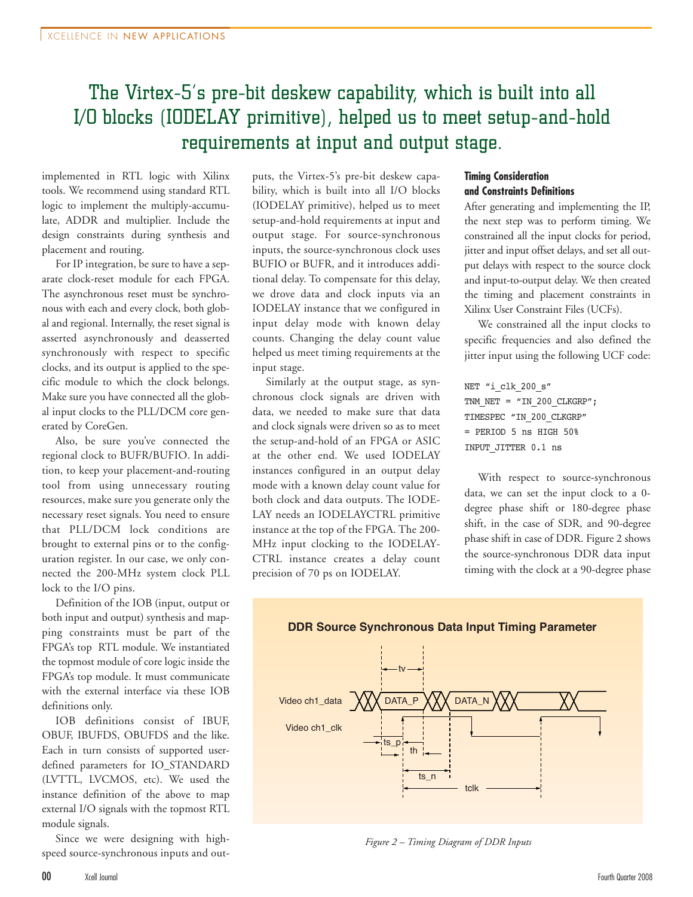The Virtex-5's pre-bit deskew capability, which is built into all I/O blocks (IODELAY primitive), helped us to meet setup-and-hold requirements at input and output stage.

implemented in RTL logic with Xilinx tools. We recommend using standard RTL logic to implement the multiply-accumulate, ADDR and multiplier. Include the design constraints during synthesis and placement and routing.

For IP integration, be sure to have a separate clock-reset module for each FPGA. The asynchronous reset must be synchronous with each and every clock, both global and regional. Internally, the reset signal is asserted asynchronously and deasserted synchronously with respect to specific clocks, and its output is applied to the specific module to which the clock belongs. Make sure you have connected all the global input clocks to the PLL/DCM core generated by CoreGen.

Also, be sure you've connected the regional clock to BUFR/BUFIO. In addition, to keep your placement-and-routing tool from using unnecessary routing resources, make sure you generate only the necessary reset signals. You need to ensure that PLL/DCM lock conditions are brought to external pins or to the configuration register. In our case, we only connected the 200-MHz system clock PLL lock to the I/O pins.

Definition of the IOB (input, output or both input and output) synthesis and mapping constraints must be part of the FPGA's top RTL module. We instantiated the topmost module of core logic inside the FPGA's top module. It must communicate with the external interface via these IOB definitions only.

IOB definitions consist of IBUF, OBUF, IBUFDS, OBUFDS and the like. Each in turn consists of supported user-defined parameters for IO_STANDARD (LVTTL, LVCMOS, etc). We used the instance definition of the above to map external I/O signals with the topmost RTL module signals.

Since we were designing with high-speed source-synchronous inputs and outputs, the Virtex-5's pre-bit deskew capability, which is built into all I/O blocks (IODELAY primitive), helped us to meet setup-and-hold requirements at input and output stage. For source-synchronous inputs, the source-synchronous clock uses BUFIO or BUFR, and it introduces additional delay. To compensate for this delay, we drove data and clock inputs via an IODELAY instance that we configured in input delay mode with known delay counts. Changing the delay count value helped us meet timing requirements at the input stage.

Similarly at the output stage, as synchronous clock signals are driven with data, we needed to make sure that data and clock signals were driven so as to meet the setup-and-hold of an FPGA or ASIC at the other end. We used IODELAY instances configured in an output delay mode with a known delay count value for both clock and data outputs. The IODELAY needs an IODELAYCTRL primitive instance at the top of the FPGA. The 200-MHz input clocking to the IODELAYCTRL instance creates a delay count precision of 70 ps on IODELAY.

### Timing Consideration and Constraints Definitions

After generating and implementing the IP, the next step was to perform timing. We constrained all the input clocks for period, jitter and input offset delays, and set all output delays with respect to the source clock and input-to-output delay. We then created the timing and placement constraints in Xilinx User Constraint Files (UCFs).

We constrained all the input clocks to specific frequencies and also defined the jitter input using the following UCF code:

```
NET "i_clk_200_s"
TNM_NET = "IN_200_CLKGRP";
TIMESPEC "IN_200_CLKGRP"
= PERIOD 5 ns HIGH 50%
INPUT_JITTER 0.1 ns
```

With respect to source-synchronous data, we can set the input clock to a 0-degree phase shift or 180-degree phase shift, in the case of SDR, and 90-degree phase shift in case of DDR. Figure 2 shows the source-synchronous DDR data input timing with the clock at a 90-degree phase

**DDR Source Synchronous Data Input Timing Parameter**

Video ch1_data: DATA_P, DATA_N
Video ch1_clk
tv, ts_p, th, ts_n, tclk

*Figure 2 – Timing Diagram of DDR Inputs*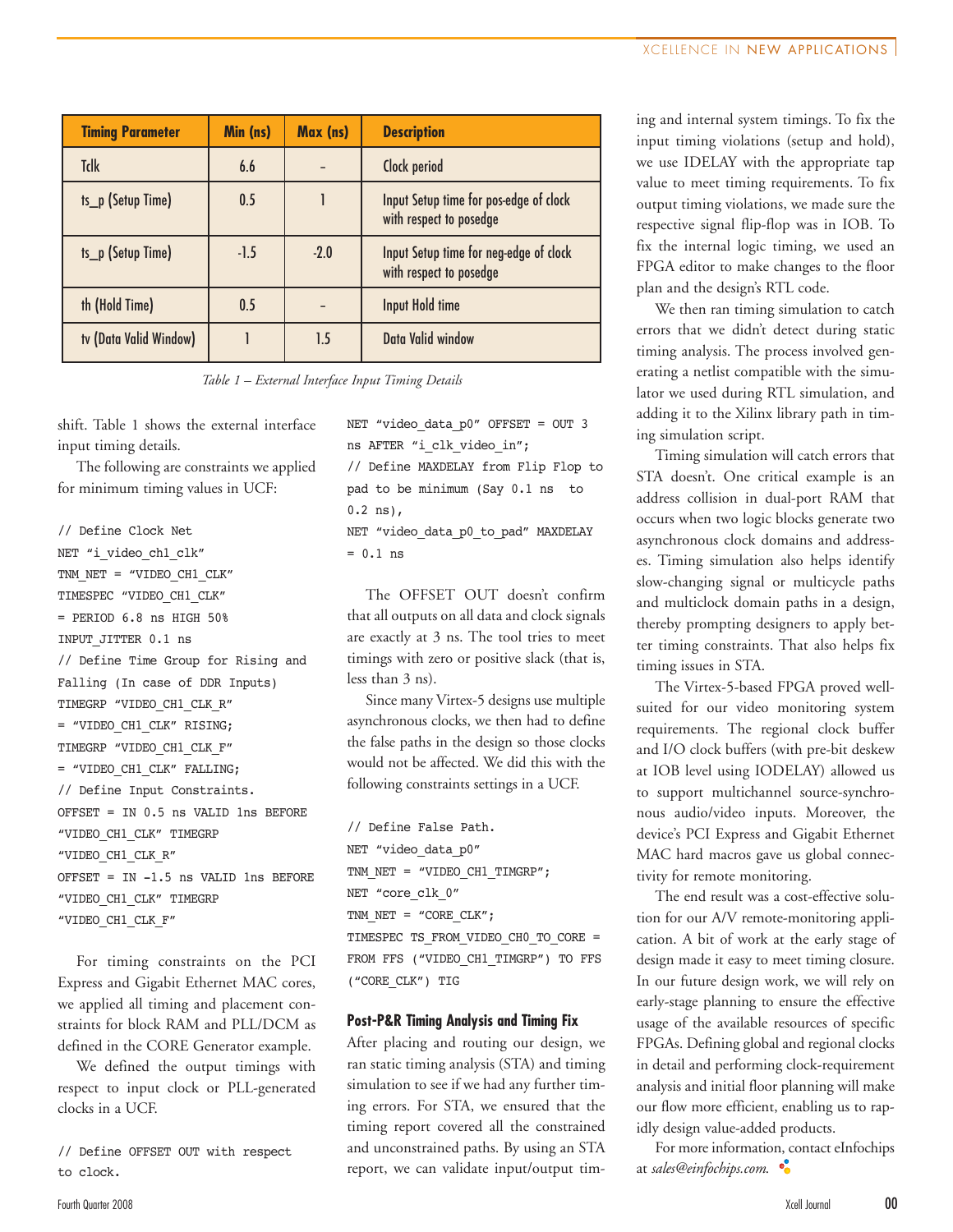| Timing Parameter | Min (ns) | Max (ns) | Description |
|---|---|---|---|
| Tclk | 6.6 | – | Clock period |
| ts_p (Setup Time) | 0.5 | 1 | Input Setup time for pos-edge of clock with respect to posedge |
| ts_p (Setup Time) | -1.5 | -2.0 | Input Setup time for neg-edge of clock with respect to posedge |
| th (Hold Time) | 0.5 | – | Input Hold time |
| tv (Data Valid Window) | 1 | 1.5 | Data Valid window |

*Table 1 – External Interface Input Timing Details*

shift. Table 1 shows the external interface input timing details.

The following are constraints we applied for minimum timing values in UCF:

```
// Define Clock Net
NET "i_video_ch1_clk"
TNM_NET = "VIDEO_CH1_CLK"
TIMESPEC "VIDEO_CH1_CLK"
= PERIOD 6.8 ns HIGH 50%
INPUT_JITTER 0.1 ns
// Define Time Group for Rising and
Falling (In case of DDR Inputs)
TIMEGRP "VIDEO_CH1_CLK_R"
= "VIDEO_CH1_CLK" RISING;
TIMEGRP "VIDEO_CH1_CLK_F"
= "VIDEO_CH1_CLK" FALLING;
// Define Input Constraints.
OFFSET = IN 0.5 ns VALID 1ns BEFORE
"VIDEO_CH1_CLK" TIMEGRP
"VIDEO_CH1_CLK_R"
OFFSET = IN -1.5 ns VALID 1ns BEFORE
"VIDEO_CH1_CLK" TIMEGRP
"VIDEO_CH1_CLK_F"
```

For timing constraints on the PCI Express and Gigabit Ethernet MAC cores, we applied all timing and placement constraints for block RAM and PLL/DCM as defined in the CORE Generator example.

We defined the output timings with respect to input clock or PLL-generated clocks in a UCF.

```
// Define OFFSET OUT with respect
to clock.
NET "video_data_p0" OFFSET = OUT 3
ns AFTER "i_clk_video_in";
// Define MAXDELAY from Flip Flop to
pad to be minimum (Say 0.1 ns  to
0.2 ns),
NET "video_data_p0_to_pad" MAXDELAY
= 0.1 ns
```

The OFFSET OUT doesn't confirm that all outputs on all data and clock signals are exactly at 3 ns. The tool tries to meet timings with zero or positive slack (that is, less than 3 ns).

Since many Virtex-5 designs use multiple asynchronous clocks, we then had to define the false paths in the design so those clocks would not be affected. We did this with the following constraints settings in a UCF.

```
// Define False Path.
NET "video_data_p0"
TNM_NET = "VIDEO_CH1_TIMGRP";
NET "core_clk_0"
TNM_NET = "CORE_CLK";
TIMESPEC TS_FROM_VIDEO_CH0_TO_CORE =
FROM FFS ("VIDEO_CH1_TIMGRP") TO FFS
("CORE_CLK") TIG
```

### Post-P&R Timing Analysis and Timing Fix

After placing and routing our design, we ran static timing analysis (STA) and timing simulation to see if we had any further timing errors. For STA, we ensured that the timing report covered all the constrained and unconstrained paths. By using an STA report, we can validate input/output timing and internal system timings. To fix the input timing violations (setup and hold), we use IDELAY with the appropriate tap value to meet timing requirements. To fix output timing violations, we made sure the respective signal flip-flop was in IOB. To fix the internal logic timing, we used an FPGA editor to make changes to the floor plan and the design's RTL code.

We then ran timing simulation to catch errors that we didn't detect during static timing analysis. The process involved generating a netlist compatible with the simulator we used during RTL simulation, and adding it to the Xilinx library path in timing simulation script.

Timing simulation will catch errors that STA doesn't. One critical example is an address collision in dual-port RAM that occurs when two logic blocks generate two asynchronous clock domains and addresses. Timing simulation also helps identify slow-changing signal or multicycle paths and multiclock domain paths in a design, thereby prompting designers to apply better timing constraints. That also helps fix timing issues in STA.

The Virtex-5-based FPGA proved well-suited for our video monitoring system requirements. The regional clock buffer and I/O clock buffers (with pre-bit deskew at IOB level using IODELAY) allowed us to support multichannel source-synchronous audio/video inputs. Moreover, the device's PCI Express and Gigabit Ethernet MAC hard macros gave us global connectivity for remote monitoring.

The end result was a cost-effective solution for our A/V remote-monitoring application. A bit of work at the early stage of design made it easy to meet timing closure. In our future design work, we will rely on early-stage planning to ensure the effective usage of the available resources of specific FPGAs. Defining global and regional clocks in detail and performing clock-requirement analysis and initial floor planning will make our flow more efficient, enabling us to rapidly design value-added products.

For more information, contact eInfochips at *sales@einfochips.com.*